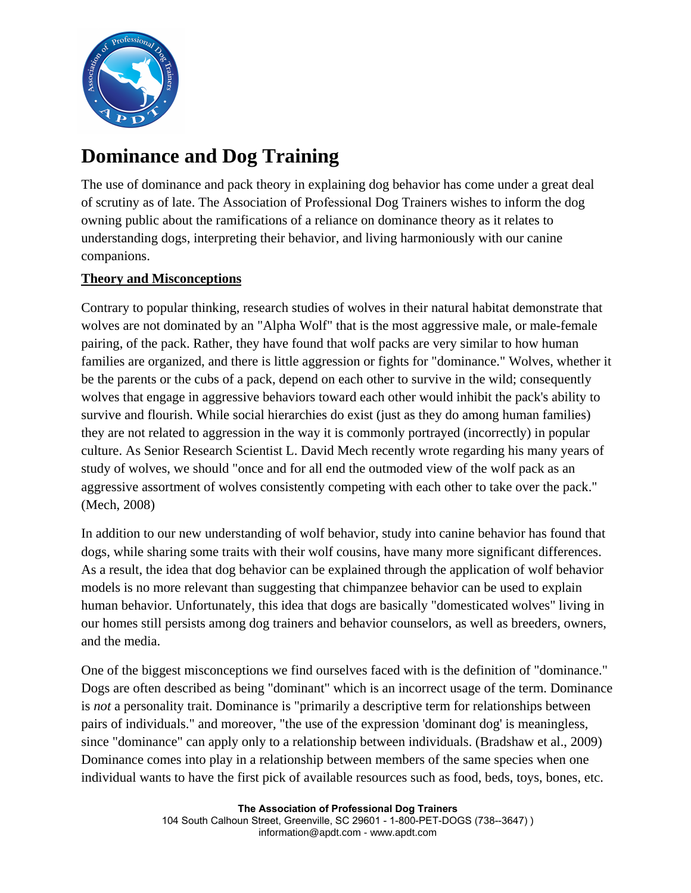# Dominance and Dog Training

The use of dominance and pack theory in explaining dog behavior has come under a great deal of scrutiny as of late. The Association of Professional Dog Trainers wishes to inform the dog owning public about the ramifications of a reliance on dominance theory as it relates to understanding dogs, interpreting their behavior, and living harmoniously with our canine companions.

## Theory and Misconceptions

Contrary to popular thinking, research studies of wolves in their natural habitat demonstrate that wolves are not dominated by an "Alpha Wolf" that is the most aggressive male, or male-female pairing, of the pack. Rather, they have found that wolf packs are very similar to how human families are organized, and there is little aggression or fights for "dominance." Wolves, whether it be the parents or the cubs of a pack, depend on each other to survive in the wild; consequently wolves that engage in aggressive behaviors toward each other would inhibit the pack's ability to survive and flourish. While social hierarchies do exist (just as they do among human families) they are not related to aggression in the way it is commonly portrayed (incorrectly) in popular culture. As Senior Research Scientist L. David Mech recently wrote regarding his many years of study of wolves, we should "once and for all end the outmoded view of the wolf pack as an aggressive assortment of wolves consistently competing with each other to take over the pack." (Mech, 2008)

In addition to our new understanding of wolf behavior, study into canine behavior has found that dogs, while sharing some traits with their wolf cousins, have many more significant differences. As a result, the idea that dog behavior can be explained through the application of wolf behavior models is no more relevant than suggesting that chimpanzee behavior can be used to explain human behavior. Unfortunately, this idea that dogs are basically "domesticated wolves" living in our homes still persists among dog trainers and behavior counselors, as well as breeders, owners, and the media.

One of the biggest misconceptions we find ourselves faced with is the definition of "dominance." Dogs are often described as being "dominant" which is an incorrect usage of the term. Dominance is *not* a personality trait. Dominance is "primarily a descriptive term for relationships between pairs of individuals." and moreover, "the use of the expression 'dominant dog' is meaningless, since "dominance" can apply only to a relationship between individuals. (Bradshaw et al., 2009) Dominance comes into play in a relationship between members of the same species when one individual wants to have the first pick of available resources such as food, beds, toys, bones, etc.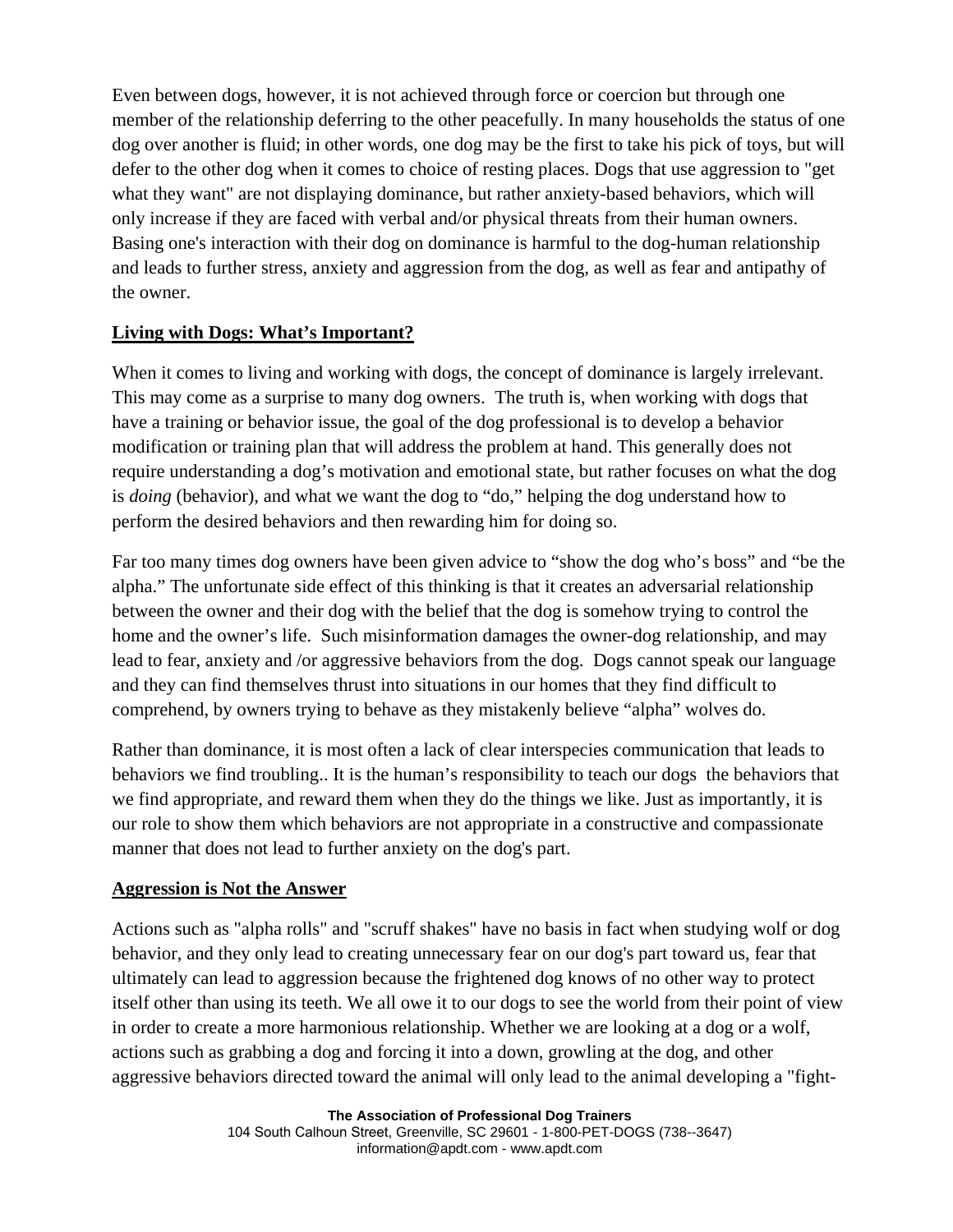Even between dogs, however, it is not achieved through force or coercion but through one member of the relationship deferring to the other peacefully. In many households the status of one dog over another is fluid; in other words, one dog may be the first to take his pick of toys, but will defer to the other dog when it comes to choice of resting places. Dogs that use aggression to "get what they want" are not displaying dominance, but rather anxiety-based behaviors, which will only increase if they are faced with verbal and/or physical threats from their human owners. Basing one's interaction with their dog on dominance is harmful to the dog-human relationship and leads to further stress, anxiety and aggression from the dog, as well as fear and antipathy of the owner.

## Living with Dogs: What's Important?

When it comes to living and working with dogs, the concept of dominance is largely irrelevant. This may come as a surprise to many dog owners. The truth is, when working with dogs that have a training or behavior issue, the goal of the dog professional is to develop a behavior modification or training plan that will address the problem at hand. This generally does not require understanding a dog's motivation and emotional state, but rather focuses on what the dog is *doing* (behavior), and what we want the dog to "do," helping the dog understand how to perform the desired behaviors and then rewarding him for doing so.

Far too many times dog owners have been given advice to "show the dog who's boss" and "be the alpha." The unfortunate side effect of this thinking is that it creates an adversarial relationship between the owner and their dog with the belief that the dog is somehow trying to control the home and the owner's life. Such misinformation damages the owner-dog relationship, and may lead to fear, anxiety and /or aggressive behaviors from the dog. Dogs cannot speak our language and they can find themselves thrust into situations in our homes that they find difficult to comprehend, by owners trying to behave as they mistakenly believe "alpha" wolves do.

Rather than dominance, it is most often a lack of clear interspecies communication that leads to behaviors we find troubling.. It is the human's responsibility to teach our dogs the behaviors that we find appropriate, and reward them when they do the things we like. Just as importantly, it is our role to show them which behaviors are not appropriate in a constructive and compassionate manner that does not lead to further anxiety on the dog's part.

## Aggression is Not the Answer

Actions such as "alpha rolls" and "scruff shakes" have no basis in fact when studying wolf or dog behavior, and they only lead to creating unnecessary fear on our dog's part toward us, fear that ultimately can lead to aggression because the frightened dog knows of no other way to protect itself other than using its teeth. We all owe it to our dogs to see the world from their point of view in order to create a more harmonious relationship. Whether we are looking at a dog or a wolf, actions such as grabbing a dog and forcing it into a down, growling at the dog, and other aggressive behaviors directed toward the animal will only lead to the animal developing a "fight-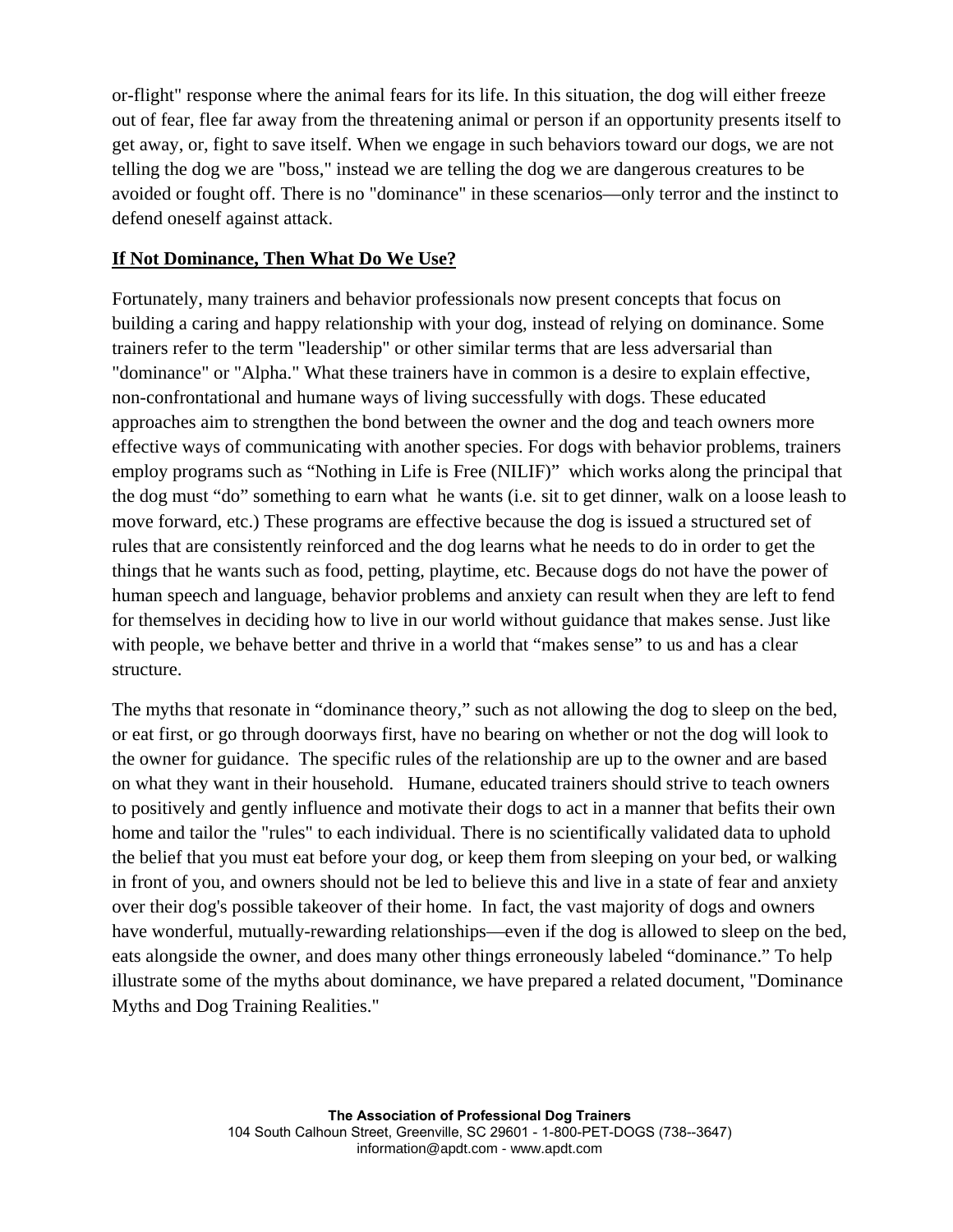or-flight" response where the animal fears for its life. In this situation, the dog will either freeze out of fear, flee far away from the threatening animal or person if an opportunity presents itself to get away, or, fight to save itself. When we engage in such behaviors toward our dogs, we are not telling the dog we are "boss," instead we are telling the dog we are dangerous creatures to be avoided or fought off. There is no "dominance" in these scenarios—only terror and the instinct to defend oneself against attack.

## If Not Dominance, Then What Do We Use?

Fortunately, many trainers and behavior professionals now present concepts that focus on building a caring and happy relationship with your dog, instead of relying on dominance. Some trainers refer to the term "leadership" or other similar terms that are less adversarial than "dominance" or "Alpha." What these trainers have in common is a desire to explain effective, non-confrontational and humane ways of living successfully with dogs. These educated approaches aim to strengthen the bond between the owner and the dog and teach owners more effective ways of communicating with another species. For dogs with behavior problems, trainers employ programs such as "Nothing in Life is Free (NILIF)" which works along the principal that the dog must "do" something to earn what he wants (i.e. sit to get dinner, walk on a loose leash to move forward, etc.) These programs are effective because the dog is issued a structured set of rules that are consistently reinforced and the dog learns what he needs to do in order to get the things that he wants such as food, petting, playtime, etc. Because dogs do not have the power of human speech and language, behavior problems and anxiety can result when they are left to fend for themselves in deciding how to live in our world without guidance that makes sense. Just like with people, we behave better and thrive in a world that "makes sense" to us and has a clear structure.

The myths that resonate in "dominance theory," such as not allowing the dog to sleep on the bed, or eat first, or go through doorways first, have no bearing on whether or not the dog will look to the owner for guidance. The specific rules of the relationship are up to the owner and are based on what they want in their household. Humane, educated trainers should strive to teach owners to positively and gently influence and motivate their dogs to act in a manner that befits their own home and tailor the "rules" to each individual. There is no scientifically validated data to uphold the belief that you must eat before your dog, or keep them from sleeping on your bed, or walking in front of you, and owners should not be led to believe this and live in a state of fear and anxiety over their dog's possible takeover of their home. In fact, the vast majority of dogs and owners have wonderful, mutually-rewarding relationships—even if the dog is allowed to sleep on the bed, eats alongside the owner, and does many other things erroneously labeled "dominance." To help illustrate some of the myths about dominance, we have prepared a related document, "Dominance Myths and Dog Training Realities."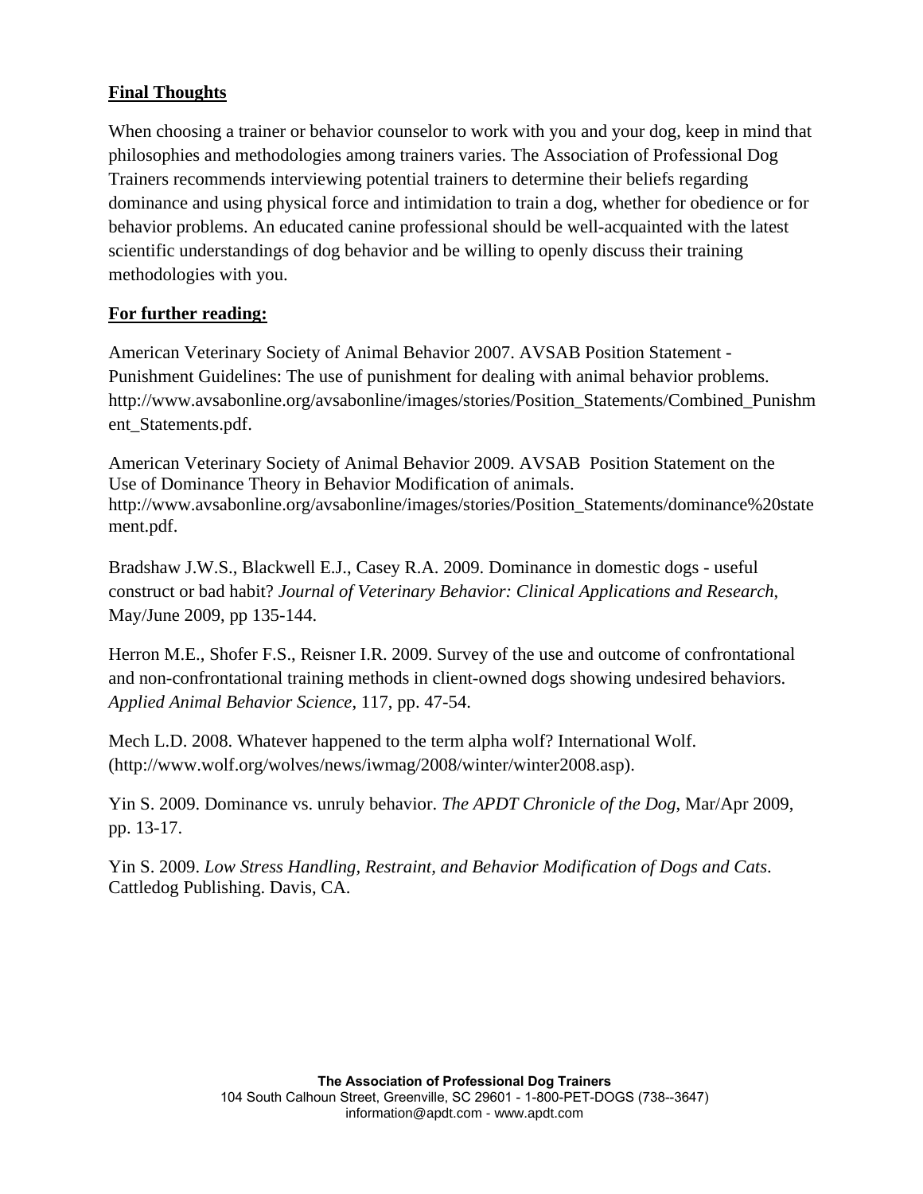**Final Thoughts**

When choosing a trainer or behavior counselor to work with you and your dog, keep in mind that philosophies and methodologies among trainers varies. The Association of Professional Dog Trainers recommends interviewing potential trainers to determine their beliefs regarding dominance and using physical force and intimidation to train a dog, whether for obedience or for behavior problems. An educated canine professional should be well-acquainted with the latest scientific understandings of dog behavior and be willing to openly discuss their training methodologies with you.

**For further reading:**

American Veterinary Society of Animal Behavior 2007. AVSAB Position Statement - Punishment Guidelines: The use of punishment for dealing with animal behavior problems. http://www.avsabonline.org/avsabonline/images/stories/Position_Statements/Combined_Punishment_Statements.pdf.

American Veterinary Society of Animal Behavior 2009. AVSAB Position Statement on the Use of Dominance Theory in Behavior Modification of animals. http://www.avsabonline.org/avsabonline/images/stories/Position_Statements/dominance%20statement.pdf.

Bradshaw J.W.S., Blackwell E.J., Casey R.A. 2009. Dominance in domestic dogs - useful construct or bad habit? *Journal of Veterinary Behavior: Clinical Applications and Research*, May/June 2009, pp 135-144.

Herron M.E., Shofer F.S., Reisner I.R. 2009. Survey of the use and outcome of confrontational and non-confrontational training methods in client-owned dogs showing undesired behaviors. *Applied Animal Behavior Science*, 117, pp. 47-54.

Mech L.D. 2008. Whatever happened to the term alpha wolf? International Wolf. (http://www.wolf.org/wolves/news/iwmag/2008/winter/winter2008.asp).

Yin S. 2009. Dominance vs. unruly behavior. *The APDT Chronicle of the Dog*, Mar/Apr 2009, pp. 13-17.

Yin S. 2009. *Low Stress Handling, Restraint, and Behavior Modification of Dogs and Cats*. Cattledog Publishing. Davis, CA.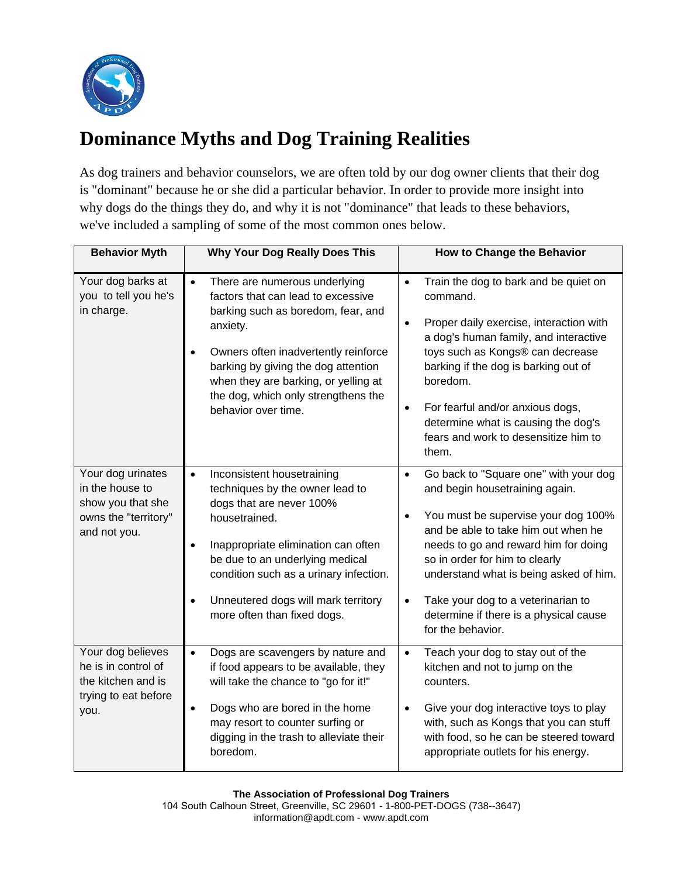# Dominance Myths and Dog Training Realities

As dog trainers and behavior counselors, we are often told by our dog owner clients that their dog is "dominant" because he or she did a particular behavior. In order to provide more insight into why dogs do the things they do, and why it is not "dominance" that leads to these behaviors, we've included a sampling of some of the most common ones below.

| Behavior Myth | Why Your Dog Really Does This | How to Change the Behavior |
|---|---|---|
| Your dog barks at you to tell you he's in charge. | • There are numerous underlying factors that can lead to excessive barking such as boredom, fear, and anxiety.<br>• Owners often inadvertently reinforce barking by giving the dog attention when they are barking, or yelling at the dog, which only strengthens the behavior over time. | • Train the dog to bark and be quiet on command.<br>• Proper daily exercise, interaction with a dog's human family, and interactive toys such as Kongs® can decrease barking if the dog is barking out of boredom.<br>• For fearful and/or anxious dogs, determine what is causing the dog's fears and work to desensitize him to them. |
| Your dog urinates in the house to show you that she owns the "territory" and not you. | • Inconsistent housetraining techniques by the owner lead to dogs that are never 100% housetrained.<br>• Inappropriate elimination can often be due to an underlying medical condition such as a urinary infection.<br>• Unneutered dogs will mark territory more often than fixed dogs. | • Go back to "Square one" with your dog and begin housetraining again.<br>• You must be supervise your dog 100% and be able to take him out when he needs to go and reward him for doing so in order for him to clearly understand what is being asked of him.<br>• Take your dog to a veterinarian to determine if there is a physical cause for the behavior. |
| Your dog believes he is in control of the kitchen and is trying to eat before you. | • Dogs are scavengers by nature and if food appears to be available, they will take the chance to "go for it!"<br>• Dogs who are bored in the home may resort to counter surfing or digging in the trash to alleviate their boredom. | • Teach your dog to stay out of the kitchen and not to jump on the counters.<br>• Give your dog interactive toys to play with, such as Kongs that you can stuff with food, so he can be steered toward appropriate outlets for his energy. |

**The Association of Professional Dog Trainers**
104 South Calhoun Street, Greenville, SC 29601 - 1-800-PET-DOGS (738--3647)
information@apdt.com - www.apdt.com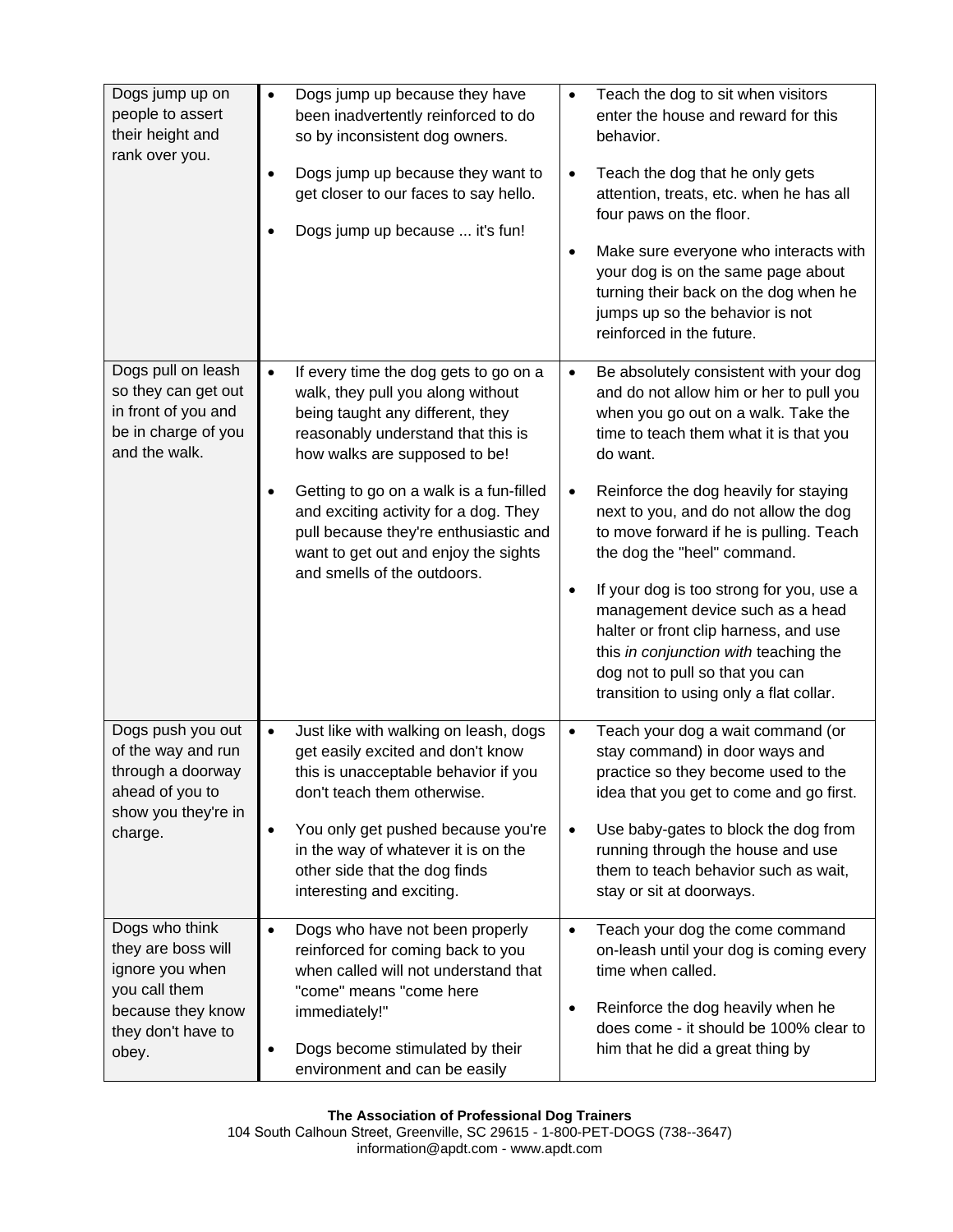| | | |
|---|---|---|
| Dogs jump up on people to assert their height and rank over you. | • Dogs jump up because they have been inadvertently reinforced to do so by inconsistent dog owners.<br><br>• Dogs jump up because they want to get closer to our faces to say hello.<br><br>• Dogs jump up because ... it's fun! | • Teach the dog to sit when visitors enter the house and reward for this behavior.<br><br>• Teach the dog that he only gets attention, treats, etc. when he has all four paws on the floor.<br><br>• Make sure everyone who interacts with your dog is on the same page about turning their back on the dog when he jumps up so the behavior is not reinforced in the future. |
| Dogs pull on leash so they can get out in front of you and be in charge of you and the walk. | • If every time the dog gets to go on a walk, they pull you along without being taught any different, they reasonably understand that this is how walks are supposed to be!<br><br>• Getting to go on a walk is a fun-filled and exciting activity for a dog. They pull because they're enthusiastic and want to get out and enjoy the sights and smells of the outdoors. | • Be absolutely consistent with your dog and do not allow him or her to pull you when you go out on a walk. Take the time to teach them what it is that you do want.<br><br>• Reinforce the dog heavily for staying next to you, and do not allow the dog to move forward if he is pulling. Teach the dog the "heel" command.<br><br>• If your dog is too strong for you, use a management device such as a head halter or front clip harness, and use this *in conjunction with* teaching the dog not to pull so that you can transition to using only a flat collar. |
| Dogs push you out of the way and run through a doorway ahead of you to show you they're in charge. | • Just like with walking on leash, dogs get easily excited and don't know this is unacceptable behavior if you don't teach them otherwise.<br><br>• You only get pushed because you're in the way of whatever it is on the other side that the dog finds interesting and exciting. | • Teach your dog a wait command (or stay command) in door ways and practice so they become used to the idea that you get to come and go first.<br><br>• Use baby-gates to block the dog from running through the house and use them to teach behavior such as wait, stay or sit at doorways. |
| Dogs who think they are boss will ignore you when you call them because they know they don't have to obey. | • Dogs who have not been properly reinforced for coming back to you when called will not understand that "come" means "come here immediately!"<br><br>• Dogs become stimulated by their environment and can be easily | • Teach your dog the come command on-leash until your dog is coming every time when called.<br><br>• Reinforce the dog heavily when he does come - it should be 100% clear to him that he did a great thing by |

**The Association of Professional Dog Trainers**
104 South Calhoun Street, Greenville, SC 29615 - 1-800-PET-DOGS (738--3647)
information@apdt.com - www.apdt.com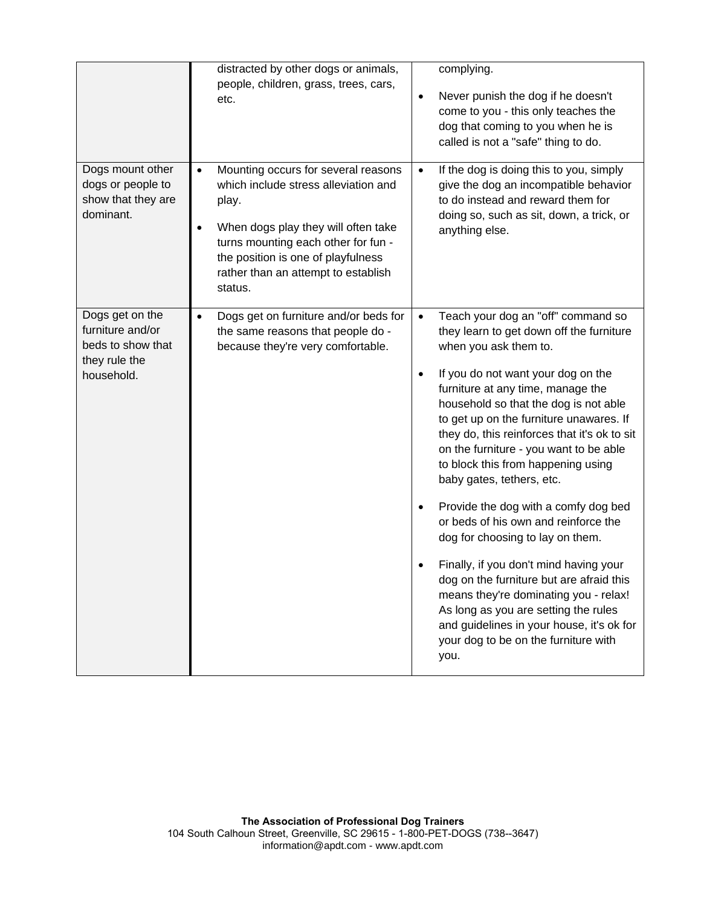| | | |
|---|---|---|
| | distracted by other dogs or animals, people, children, grass, trees, cars, etc. | complying.<br><br>• Never punish the dog if he doesn't come to you - this only teaches the dog that coming to you when he is called is not a "safe" thing to do. |
| Dogs mount other dogs or people to show that they are dominant. | • Mounting occurs for several reasons which include stress alleviation and play.<br><br>• When dogs play they will often take turns mounting each other for fun - the position is one of playfulness rather than an attempt to establish status. | • If the dog is doing this to you, simply give the dog an incompatible behavior to do instead and reward them for doing so, such as sit, down, a trick, or anything else. |
| Dogs get on the furniture and/or beds to show that they rule the household. | • Dogs get on furniture and/or beds for the same reasons that people do - because they're very comfortable. | • Teach your dog an "off" command so they learn to get down off the furniture when you ask them to.<br><br>• If you do not want your dog on the furniture at any time, manage the household so that the dog is not able to get up on the furniture unawares. If they do, this reinforces that it's ok to sit on the furniture - you want to be able to block this from happening using baby gates, tethers, etc.<br><br>• Provide the dog with a comfy dog bed or beds of his own and reinforce the dog for choosing to lay on them.<br><br>• Finally, if you don't mind having your dog on the furniture but are afraid this means they're dominating you - relax! As long as you are setting the rules and guidelines in your house, it's ok for your dog to be on the furniture with you. |